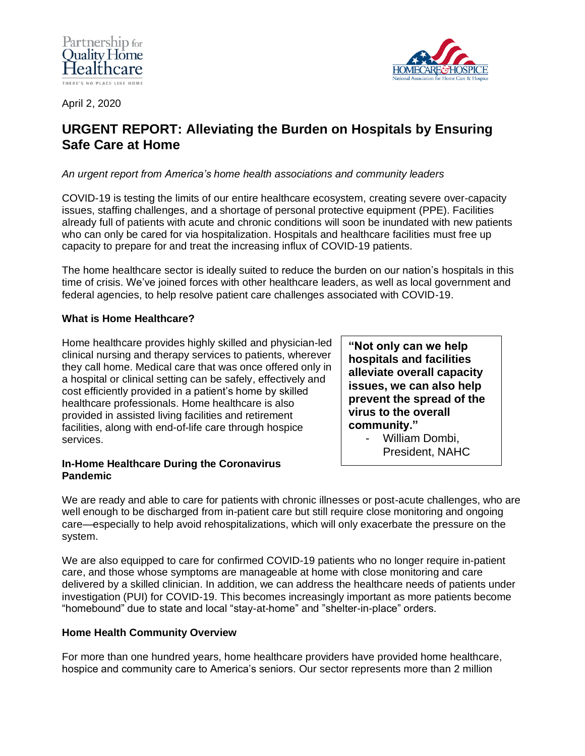April 2, 2020

# URGENT REPORT: Alleviating the Burden on Hospitals by Ensuring Safe Care at Home

*An urgent report from America's home health associations and community leaders*

COVID-19 is testing the limits of our entire healthcare ecosystem, creating severe over-capacity issues, staffing challenges, and a shortage of personal protective equipment (PPE). Facilities already full of patients with acute and chronic conditions will soon be inundated with new patients who can only be cared for via hospitalization. Hospitals and healthcare facilities must free up capacity to prepare for and treat the increasing influx of COVID-19 patients.

The home healthcare sector is ideally suited to reduce the burden on our nation's hospitals in this time of crisis. We've joined forces with other healthcare leaders, as well as local government and federal agencies, to help resolve patient care challenges associated with COVID-19.

### What is Home Healthcare?

Home healthcare provides highly skilled and physician-led clinical nursing and therapy services to patients, wherever they call home. Medical care that was once offered only in a hospital or clinical setting can be safely, effectively and cost efficiently provided in a patient's home by skilled healthcare professionals. Home healthcare is also provided in assisted living facilities and retirement facilities, along with end-of-life care through hospice services.

> **"Not only can we help hospitals and facilities alleviate overall capacity issues, we can also help prevent the spread of the virus to the overall community."**
> - William Dombi, President, NAHC

### In-Home Healthcare During the Coronavirus Pandemic

We are ready and able to care for patients with chronic illnesses or post-acute challenges, who are well enough to be discharged from in-patient care but still require close monitoring and ongoing care—especially to help avoid rehospitalizations, which will only exacerbate the pressure on the system.

We are also equipped to care for confirmed COVID-19 patients who no longer require in-patient care, and those whose symptoms are manageable at home with close monitoring and care delivered by a skilled clinician. In addition, we can address the healthcare needs of patients under investigation (PUI) for COVID-19. This becomes increasingly important as more patients become "homebound" due to state and local "stay-at-home" and "shelter-in-place" orders.

### Home Health Community Overview

For more than one hundred years, home healthcare providers have provided home healthcare, hospice and community care to America's seniors. Our sector represents more than 2 million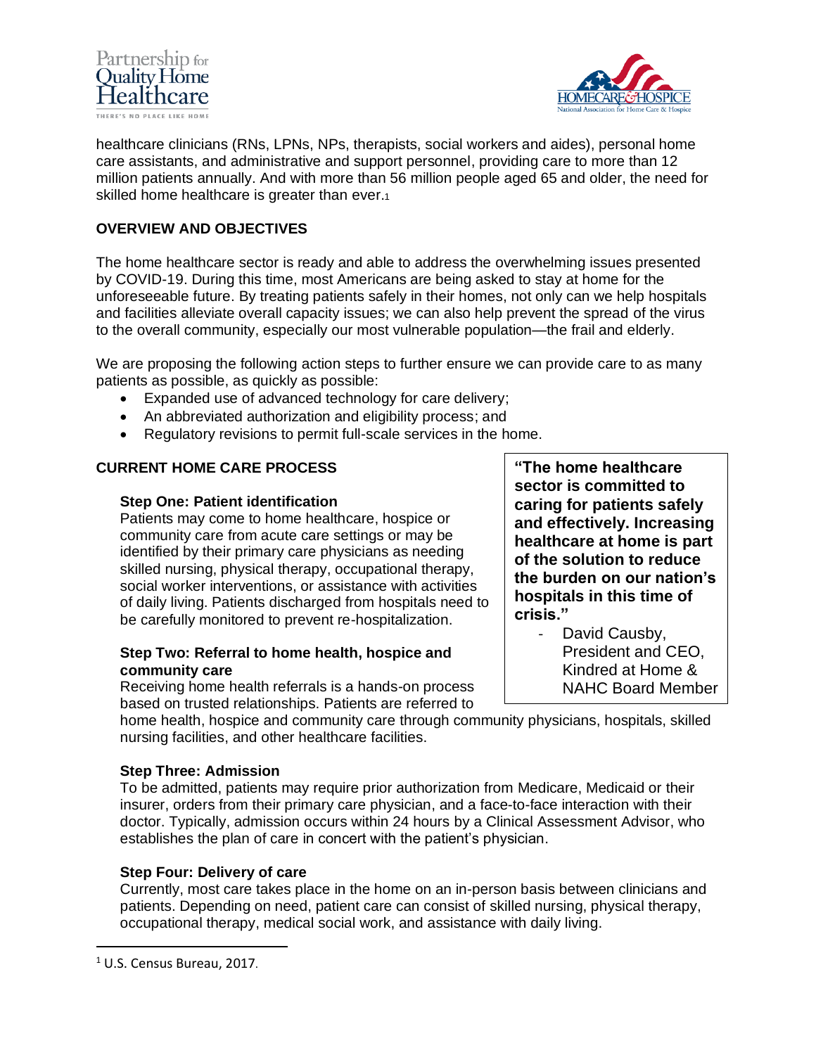healthcare clinicians (RNs, LPNs, NPs, therapists, social workers and aides), personal home care assistants, and administrative and support personnel, providing care to more than 12 million patients annually. And with more than 56 million people aged 65 and older, the need for skilled home healthcare is greater than ever.[1]

## OVERVIEW AND OBJECTIVES

The home healthcare sector is ready and able to address the overwhelming issues presented by COVID-19. During this time, most Americans are being asked to stay at home for the unforeseeable future. By treating patients safely in their homes, not only can we help hospitals and facilities alleviate overall capacity issues; we can also help prevent the spread of the virus to the overall community, especially our most vulnerable population—the frail and elderly.

We are proposing the following action steps to further ensure we can provide care to as many patients as possible, as quickly as possible:

- Expanded use of advanced technology for care delivery;
- An abbreviated authorization and eligibility process; and
- Regulatory revisions to permit full-scale services in the home.

## CURRENT HOME CARE PROCESS

### Step One: Patient identification

Patients may come to home healthcare, hospice or community care from acute care settings or may be identified by their primary care physicians as needing skilled nursing, physical therapy, occupational therapy, social worker interventions, or assistance with activities of daily living. Patients discharged from hospitals need to be carefully monitored to prevent re-hospitalization.

### Step Two: Referral to home health, hospice and community care

Receiving home health referrals is a hands-on process based on trusted relationships. Patients are referred to home health, hospice and community care through community physicians, hospitals, skilled nursing facilities, and other healthcare facilities.

> **"The home healthcare sector is committed to caring for patients safely and effectively. Increasing healthcare at home is part of the solution to reduce the burden on our nation's hospitals in this time of crisis."**
>
> - David Causby, President and CEO, Kindred at Home & NAHC Board Member

### Step Three: Admission

To be admitted, patients may require prior authorization from Medicare, Medicaid or their insurer, orders from their primary care physician, and a face-to-face interaction with their doctor. Typically, admission occurs within 24 hours by a Clinical Assessment Advisor, who establishes the plan of care in concert with the patient's physician.

### Step Four: Delivery of care

Currently, most care takes place in the home on an in-person basis between clinicians and patients. Depending on need, patient care can consist of skilled nursing, physical therapy, occupational therapy, medical social work, and assistance with daily living.

---

[1] U.S. Census Bureau, 2017.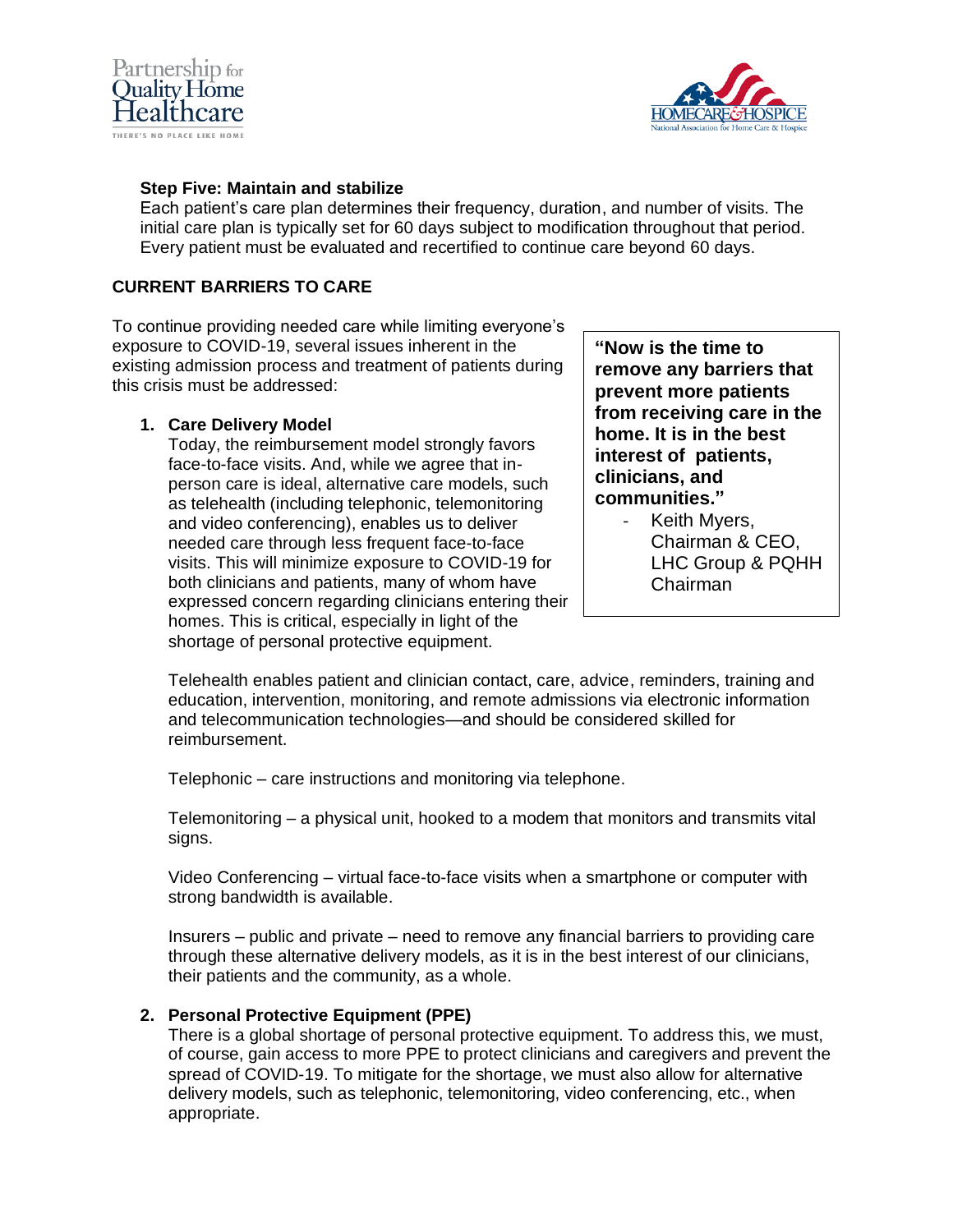### Step Five: Maintain and stabilize

Each patient's care plan determines their frequency, duration, and number of visits. The initial care plan is typically set for 60 days subject to modification throughout that period. Every patient must be evaluated and recertified to continue care beyond 60 days.

## CURRENT BARRIERS TO CARE

To continue providing needed care while limiting everyone's exposure to COVID-19, several issues inherent in the existing admission process and treatment of patients during this crisis must be addressed:

> **"Now is the time to remove any barriers that prevent more patients from receiving care in the home. It is in the best interest of patients, clinicians, and communities."**
>
> - Keith Myers, Chairman & CEO, LHC Group & PQHH Chairman

1. **Care Delivery Model**
   Today, the reimbursement model strongly favors face-to-face visits. And, while we agree that in-person care is ideal, alternative care models, such as telehealth (including telephonic, telemonitoring and video conferencing), enables us to deliver needed care through less frequent face-to-face visits. This will minimize exposure to COVID-19 for both clinicians and patients, many of whom have expressed concern regarding clinicians entering their homes. This is critical, especially in light of the shortage of personal protective equipment.

   Telehealth enables patient and clinician contact, care, advice, reminders, training and education, intervention, monitoring, and remote admissions via electronic information and telecommunication technologies—and should be considered skilled for reimbursement.

   Telephonic – care instructions and monitoring via telephone.

   Telemonitoring – a physical unit, hooked to a modem that monitors and transmits vital signs.

   Video Conferencing – virtual face-to-face visits when a smartphone or computer with strong bandwidth is available.

   Insurers – public and private – need to remove any financial barriers to providing care through these alternative delivery models, as it is in the best interest of our clinicians, their patients and the community, as a whole.

2. **Personal Protective Equipment (PPE)**
   There is a global shortage of personal protective equipment. To address this, we must, of course, gain access to more PPE to protect clinicians and caregivers and prevent the spread of COVID-19. To mitigate for the shortage, we must also allow for alternative delivery models, such as telephonic, telemonitoring, video conferencing, etc., when appropriate.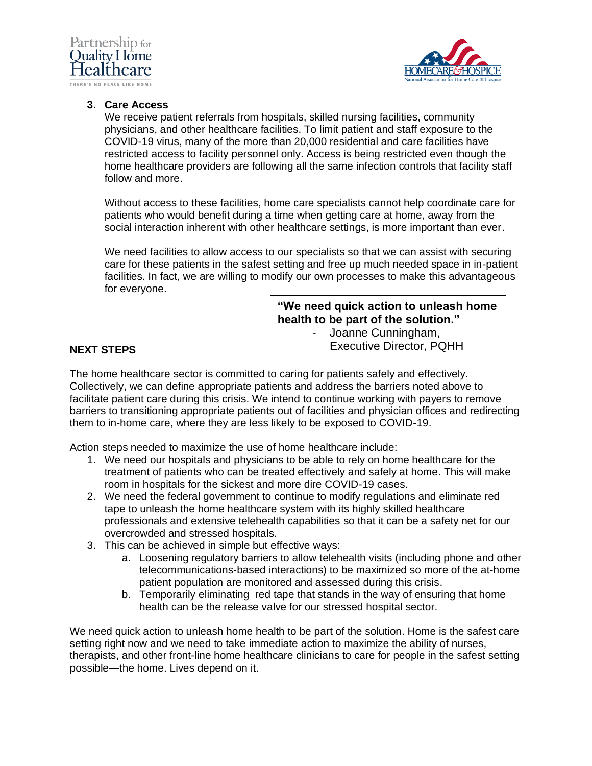3. **Care Access**

   We receive patient referrals from hospitals, skilled nursing facilities, community physicians, and other healthcare facilities. To limit patient and staff exposure to the COVID-19 virus, many of the more than 20,000 residential and care facilities have restricted access to facility personnel only. Access is being restricted even though the home healthcare providers are following all the same infection controls that facility staff follow and more.

   Without access to these facilities, home care specialists cannot help coordinate care for patients who would benefit during a time when getting care at home, away from the social interaction inherent with other healthcare settings, is more important than ever.

   We need facilities to allow access to our specialists so that we can assist with securing care for these patients in the safest setting and free up much needed space in in-patient facilities. In fact, we are willing to modify our own processes to make this advantageous for everyone.

> **"We need quick action to unleash home health to be part of the solution."**
> - Joanne Cunningham, Executive Director, PQHH

## NEXT STEPS

The home healthcare sector is committed to caring for patients safely and effectively. Collectively, we can define appropriate patients and address the barriers noted above to facilitate patient care during this crisis. We intend to continue working with payers to remove barriers to transitioning appropriate patients out of facilities and physician offices and redirecting them to in-home care, where they are less likely to be exposed to COVID-19.

Action steps needed to maximize the use of home healthcare include:

1. We need our hospitals and physicians to be able to rely on home healthcare for the treatment of patients who can be treated effectively and safely at home. This will make room in hospitals for the sickest and more dire COVID-19 cases.
2. We need the federal government to continue to modify regulations and eliminate red tape to unleash the home healthcare system with its highly skilled healthcare professionals and extensive telehealth capabilities so that it can be a safety net for our overcrowded and stressed hospitals.
3. This can be achieved in simple but effective ways:
   a. Loosening regulatory barriers to allow telehealth visits (including phone and other telecommunications-based interactions) to be maximized so more of the at-home patient population are monitored and assessed during this crisis.
   b. Temporarily eliminating red tape that stands in the way of ensuring that home health can be the release valve for our stressed hospital sector.

We need quick action to unleash home health to be part of the solution. Home is the safest care setting right now and we need to take immediate action to maximize the ability of nurses, therapists, and other front-line home healthcare clinicians to care for people in the safest setting possible—the home. Lives depend on it.